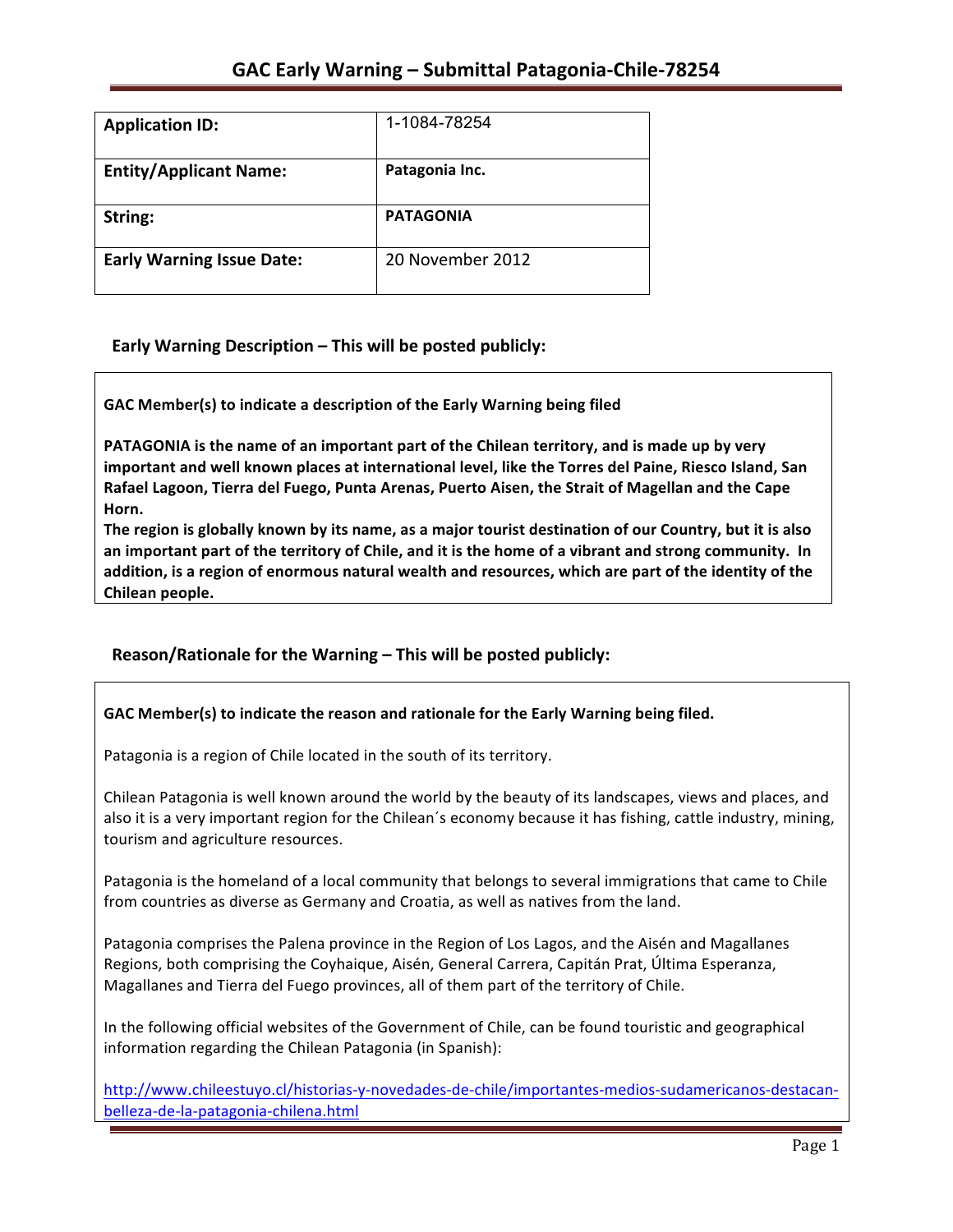# GAC Early Warning – Submittal Patagonia-Chile-78254

| Application ID: | 1-1084-78254 |
|---|---|
| **Entity/Applicant Name:** | **Patagonia Inc.** |
| **String:** | **PATAGONIA** |
| **Early Warning Issue Date:** | 20 November 2012 |

## Early Warning Description – This will be posted publicly:

**GAC Member(s) to indicate a description of the Early Warning being filed**

**PATAGONIA is the name of an important part of the Chilean territory, and is made up by very important and well known places at international level, like the Torres del Paine, Riesco Island, San Rafael Lagoon, Tierra del Fuego, Punta Arenas, Puerto Aisen, the Strait of Magellan and the Cape Horn.**

**The region is globally known by its name, as a major tourist destination of our Country, but it is also an important part of the territory of Chile, and it is the home of a vibrant and strong community. In addition, is a region of enormous natural wealth and resources, which are part of the identity of the Chilean people.**

## Reason/Rationale for the Warning – This will be posted publicly:

**GAC Member(s) to indicate the reason and rationale for the Early Warning being filed.**

Patagonia is a region of Chile located in the south of its territory.

Chilean Patagonia is well known around the world by the beauty of its landscapes, views and places, and also it is a very important region for the Chilean´s economy because it has fishing, cattle industry, mining, tourism and agriculture resources.

Patagonia is the homeland of a local community that belongs to several immigrations that came to Chile from countries as diverse as Germany and Croatia, as well as natives from the land.

Patagonia comprises the Palena province in the Region of Los Lagos, and the Aisén and Magallanes Regions, both comprising the Coyhaique, Aisén, General Carrera, Capitán Prat, Última Esperanza, Magallanes and Tierra del Fuego provinces, all of them part of the territory of Chile.

In the following official websites of the Government of Chile, can be found touristic and geographical information regarding the Chilean Patagonia (in Spanish):

http://www.chileestuyo.cl/historias-y-novedades-de-chile/importantes-medios-sudamericanos-destacan-belleza-de-la-patagonia-chilena.html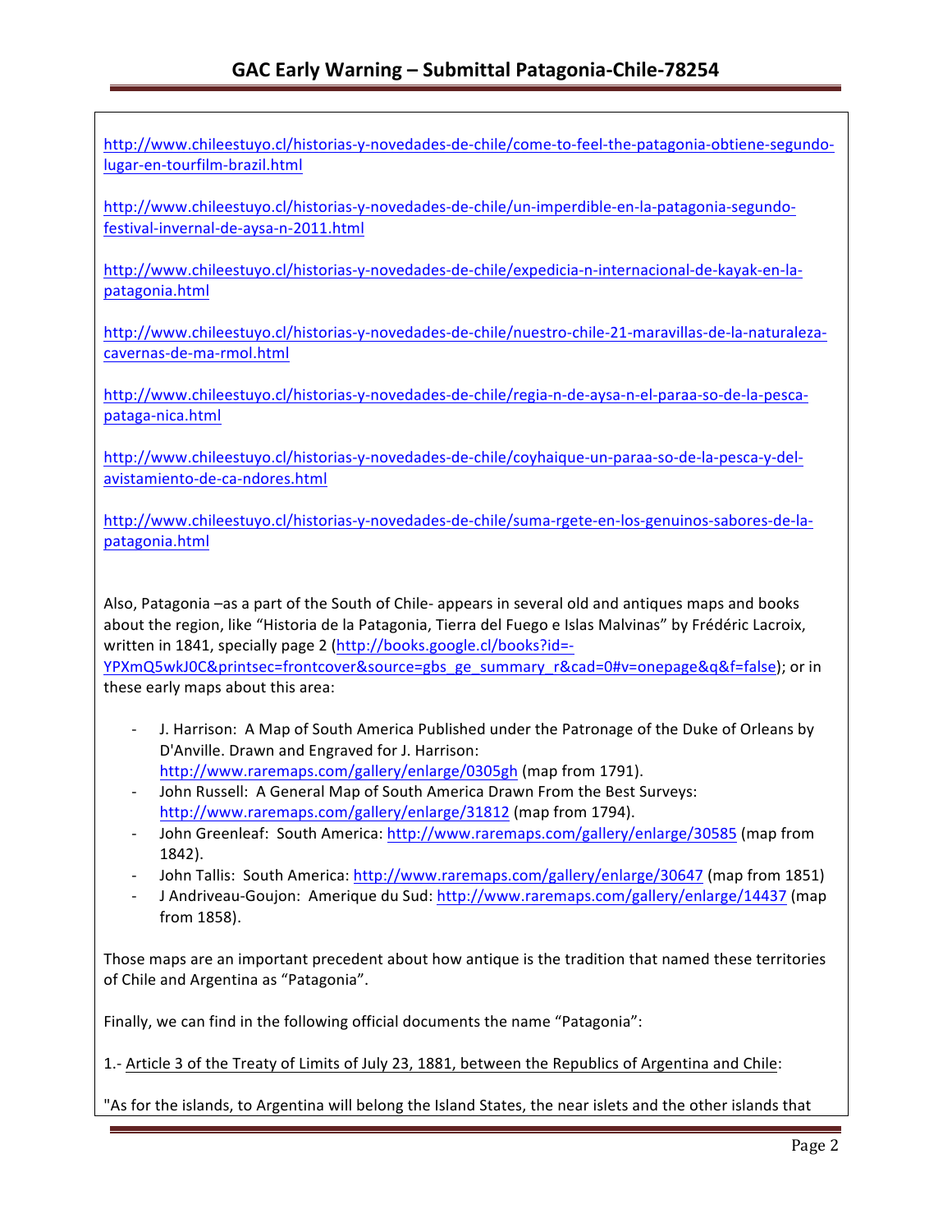http://www.chileestuyo.cl/historias-y-novedades-de-chile/come-to-feel-the-patagonia-obtiene-segundo-lugar-en-tourfilm-brazil.html

http://www.chileestuyo.cl/historias-y-novedades-de-chile/un-imperdible-en-la-patagonia-segundo-festival-invernal-de-aysa-n-2011.html

http://www.chileestuyo.cl/historias-y-novedades-de-chile/expedicia-n-internacional-de-kayak-en-la-patagonia.html

http://www.chileestuyo.cl/historias-y-novedades-de-chile/nuestro-chile-21-maravillas-de-la-naturaleza-cavernas-de-ma-rmol.html

http://www.chileestuyo.cl/historias-y-novedades-de-chile/regia-n-de-aysa-n-el-paraa-so-de-la-pesca-pataga-nica.html

http://www.chileestuyo.cl/historias-y-novedades-de-chile/coyhaique-un-paraa-so-de-la-pesca-y-del-avistamiento-de-ca-ndores.html

http://www.chileestuyo.cl/historias-y-novedades-de-chile/suma-rgete-en-los-genuinos-sabores-de-la-patagonia.html

Also, Patagonia –as a part of the South of Chile- appears in several old and antiques maps and books about the region, like "Historia de la Patagonia, Tierra del Fuego e Islas Malvinas" by Frédéric Lacroix, written in 1841, specially page 2 (http://books.google.cl/books?id=-YPXmQ5wkJ0C&printsec=frontcover&source=gbs_ge_summary_r&cad=0#v=onepage&q&f=false); or in these early maps about this area:

- J. Harrison: A Map of South America Published under the Patronage of the Duke of Orleans by D'Anville. Drawn and Engraved for J. Harrison: http://www.raremaps.com/gallery/enlarge/0305gh (map from 1791).
- John Russell: A General Map of South America Drawn From the Best Surveys: http://www.raremaps.com/gallery/enlarge/31812 (map from 1794).
- John Greenleaf: South America: http://www.raremaps.com/gallery/enlarge/30585 (map from 1842).
- John Tallis: South America: http://www.raremaps.com/gallery/enlarge/30647 (map from 1851)
- J Andriveau-Goujon: Amerique du Sud: http://www.raremaps.com/gallery/enlarge/14437 (map from 1858).

Those maps are an important precedent about how antique is the tradition that named these territories of Chile and Argentina as "Patagonia".

Finally, we can find in the following official documents the name "Patagonia":

1.- Article 3 of the Treaty of Limits of July 23, 1881, between the Republics of Argentina and Chile:

"As for the islands, to Argentina will belong the Island States, the near islets and the other islands that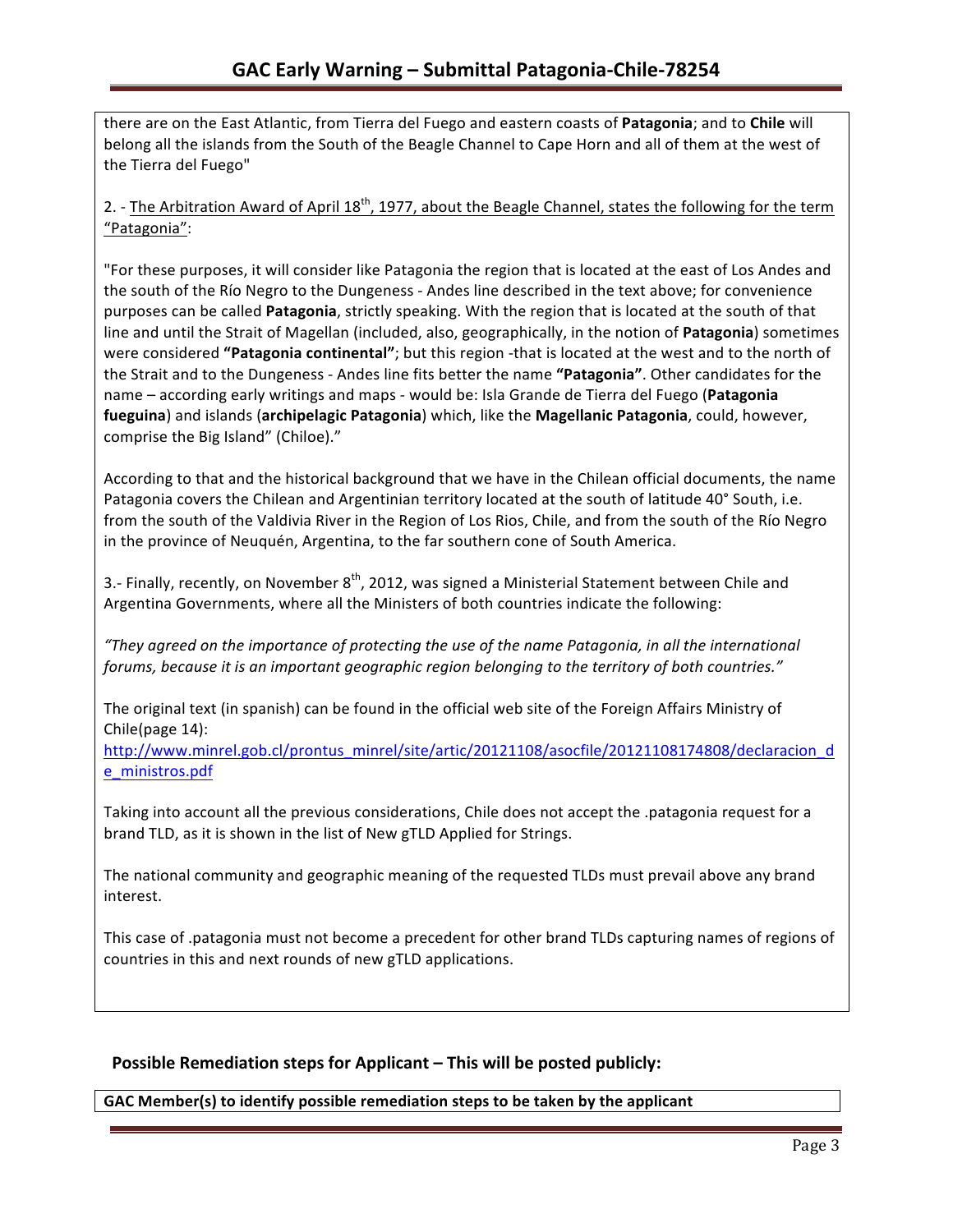there are on the East Atlantic, from Tierra del Fuego and eastern coasts of **Patagonia**; and to **Chile** will belong all the islands from the South of the Beagle Channel to Cape Horn and all of them at the west of the Tierra del Fuego"

2. - The Arbitration Award of April 18th, 1977, about the Beagle Channel, states the following for the term "Patagonia":

"For these purposes, it will consider like Patagonia the region that is located at the east of Los Andes and the south of the Río Negro to the Dungeness - Andes line described in the text above; for convenience purposes can be called **Patagonia**, strictly speaking. With the region that is located at the south of that line and until the Strait of Magellan (included, also, geographically, in the notion of **Patagonia**) sometimes were considered **"Patagonia continental"**; but this region -that is located at the west and to the north of the Strait and to the Dungeness - Andes line fits better the name **"Patagonia"**. Other candidates for the name – according early writings and maps - would be: Isla Grande de Tierra del Fuego (**Patagonia fueguina**) and islands (**archipelagic Patagonia**) which, like the **Magellanic Patagonia**, could, however, comprise the Big Island" (Chiloe)."

According to that and the historical background that we have in the Chilean official documents, the name Patagonia covers the Chilean and Argentinian territory located at the south of latitude 40° South, i.e. from the south of the Valdivia River in the Region of Los Rios, Chile, and from the south of the Río Negro in the province of Neuquén, Argentina, to the far southern cone of South America.

3.- Finally, recently, on November 8th, 2012, was signed a Ministerial Statement between Chile and Argentina Governments, where all the Ministers of both countries indicate the following:

*"They agreed on the importance of protecting the use of the name Patagonia, in all the international forums, because it is an important geographic region belonging to the territory of both countries."*

The original text (in spanish) can be found in the official web site of the Foreign Affairs Ministry of Chile(page 14):
http://www.minrel.gob.cl/prontus_minrel/site/artic/20121108/asocfile/20121108174808/declaracion_de_ministros.pdf

Taking into account all the previous considerations, Chile does not accept the .patagonia request for a brand TLD, as it is shown in the list of New gTLD Applied for Strings.

The national community and geographic meaning of the requested TLDs must prevail above any brand interest.

This case of .patagonia must not become a precedent for other brand TLDs capturing names of regions of countries in this and next rounds of new gTLD applications.

## Possible Remediation steps for Applicant – This will be posted publicly:

**GAC Member(s) to identify possible remediation steps to be taken by the applicant**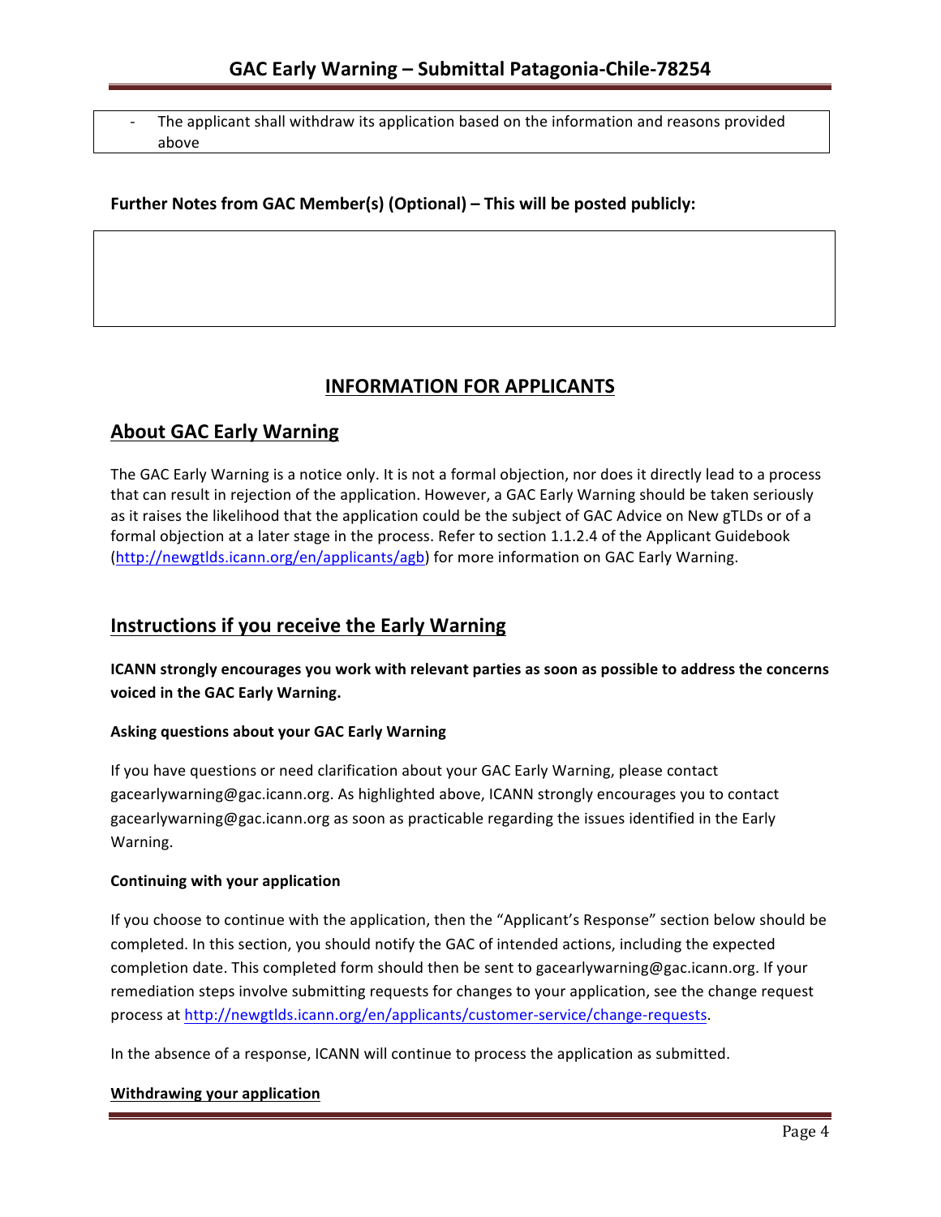- The applicant shall withdraw its application based on the information and reasons provided above

**Further Notes from GAC Member(s) (Optional) – This will be posted publicly:**

## INFORMATION FOR APPLICANTS

## About GAC Early Warning

The GAC Early Warning is a notice only. It is not a formal objection, nor does it directly lead to a process that can result in rejection of the application. However, a GAC Early Warning should be taken seriously as it raises the likelihood that the application could be the subject of GAC Advice on New gTLDs or of a formal objection at a later stage in the process. Refer to section 1.1.2.4 of the Applicant Guidebook (http://newgtlds.icann.org/en/applicants/agb) for more information on GAC Early Warning.

## Instructions if you receive the Early Warning

**ICANN strongly encourages you work with relevant parties as soon as possible to address the concerns voiced in the GAC Early Warning.**

#### Asking questions about your GAC Early Warning

If you have questions or need clarification about your GAC Early Warning, please contact gacearlywarning@gac.icann.org. As highlighted above, ICANN strongly encourages you to contact gacearlywarning@gac.icann.org as soon as practicable regarding the issues identified in the Early Warning.

#### Continuing with your application

If you choose to continue with the application, then the "Applicant's Response" section below should be completed. In this section, you should notify the GAC of intended actions, including the expected completion date. This completed form should then be sent to gacearlywarning@gac.icann.org. If your remediation steps involve submitting requests for changes to your application, see the change request process at http://newgtlds.icann.org/en/applicants/customer-service/change-requests.

In the absence of a response, ICANN will continue to process the application as submitted.

#### Withdrawing your application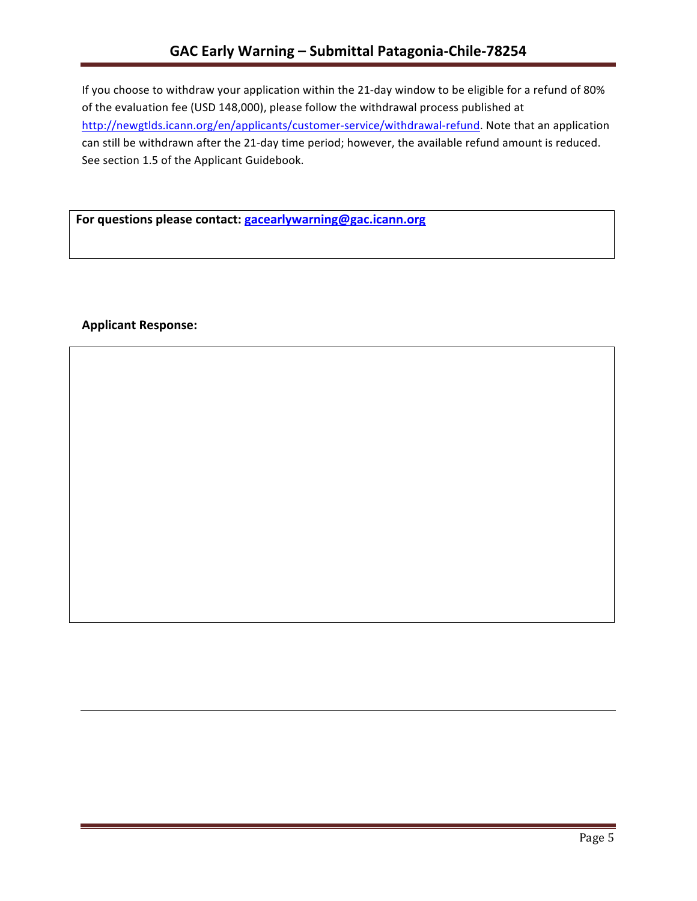If you choose to withdraw your application within the 21-day window to be eligible for a refund of 80% of the evaluation fee (USD 148,000), please follow the withdrawal process published at http://newgtlds.icann.org/en/applicants/customer-service/withdrawal-refund. Note that an application can still be withdrawn after the 21-day time period; however, the available refund amount is reduced. See section 1.5 of the Applicant Guidebook.

**For questions please contact: gacearlywarning@gac.icann.org**

**Applicant Response:**